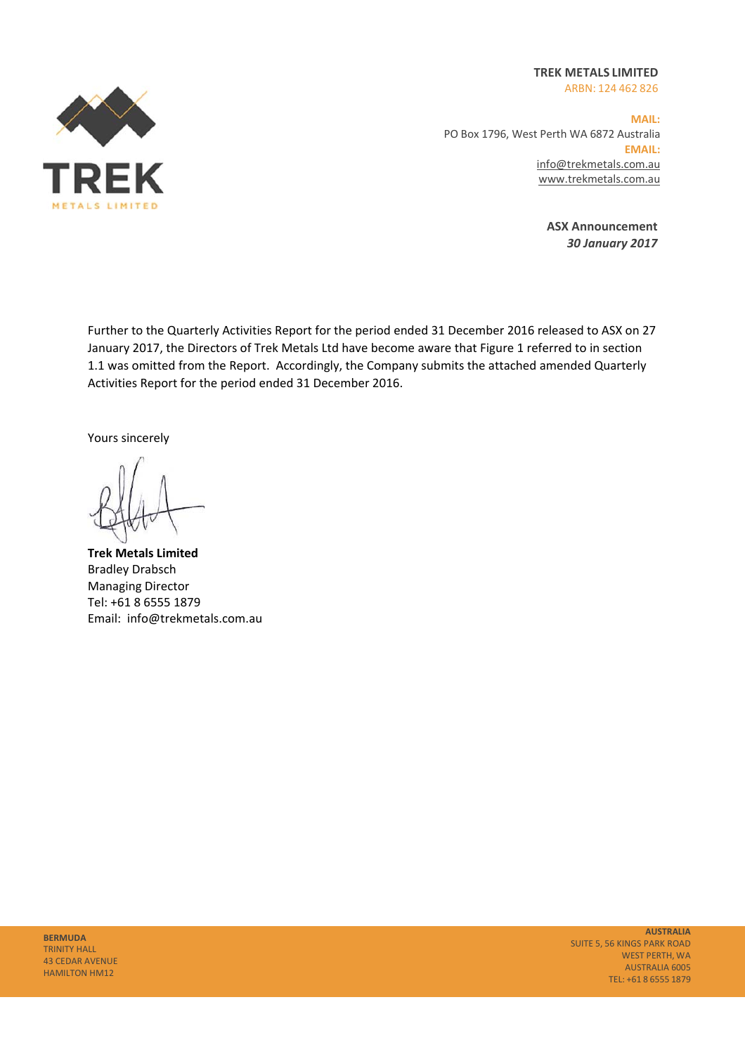**TREK METALS LIMITED**
ARBN: 124 462 826

**MAIL:**
PO Box 1796, West Perth WA 6872 Australia
**EMAIL:**
info@trekmetals.com.au
www.trekmetals.com.au

**ASX Announcement**
***30 January 2017***

Further to the Quarterly Activities Report for the period ended 31 December 2016 released to ASX on 27 January 2017, the Directors of Trek Metals Ltd have become aware that Figure 1 referred to in section 1.1 was omitted from the Report. Accordingly, the Company submits the attached amended Quarterly Activities Report for the period ended 31 December 2016.

Yours sincerely

**Trek Metals Limited**
Bradley Drabsch
Managing Director
Tel: +61 8 6555 1879
Email: info@trekmetals.com.au

**BERMUDA**
TRINITY HALL
43 CEDAR AVENUE
HAMILTON HM12

**AUSTRALIA**
SUITE 5, 56 KINGS PARK ROAD
WEST PERTH, WA
AUSTRALIA 6005
TEL: +61 8 6555 1879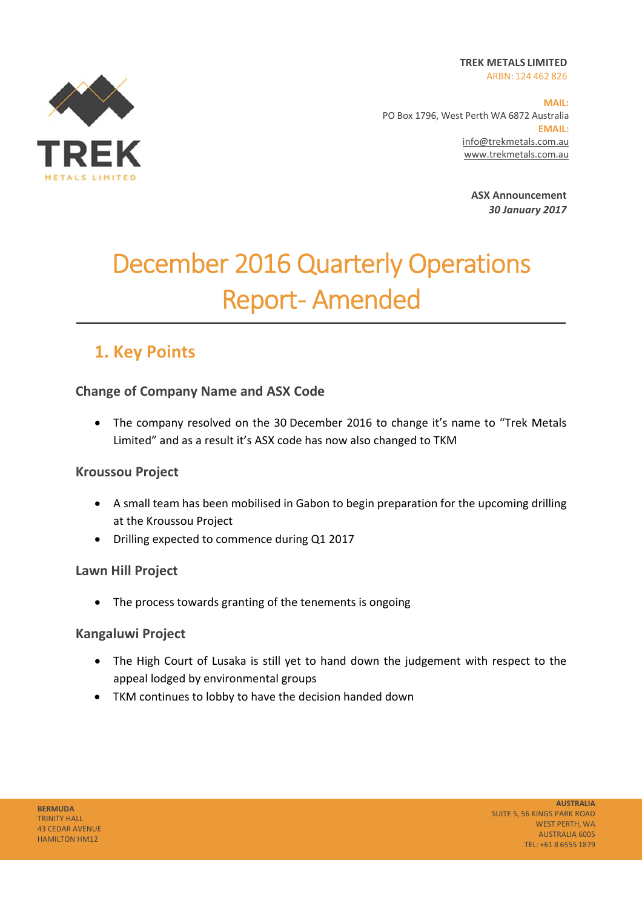TREK METALS LIMITED
ARBN: 124 462 826

MAIL:
PO Box 1796, West Perth WA 6872 Australia
EMAIL:
info@trekmetals.com.au
www.trekmetals.com.au

**ASX Announcement**
***30 January 2017***

# December 2016 Quarterly Operations Report- Amended

## 1. Key Points

### Change of Company Name and ASX Code

- The company resolved on the 30 December 2016 to change it's name to "Trek Metals Limited" and as a result it's ASX code has now also changed to TKM

### Kroussou Project

- A small team has been mobilised in Gabon to begin preparation for the upcoming drilling at the Kroussou Project
- Drilling expected to commence during Q1 2017

### Lawn Hill Project

- The process towards granting of the tenements is ongoing

### Kangaluwi Project

- The High Court of Lusaka is still yet to hand down the judgement with respect to the appeal lodged by environmental groups
- TKM continues to lobby to have the decision handed down

**BERMUDA**
TRINITY HALL
43 CEDAR AVENUE
HAMILTON HM12

**AUSTRALIA**
SUITE 5, 56 KINGS PARK ROAD
WEST PERTH, WA
AUSTRALIA 6005
TEL: +61 8 6555 1879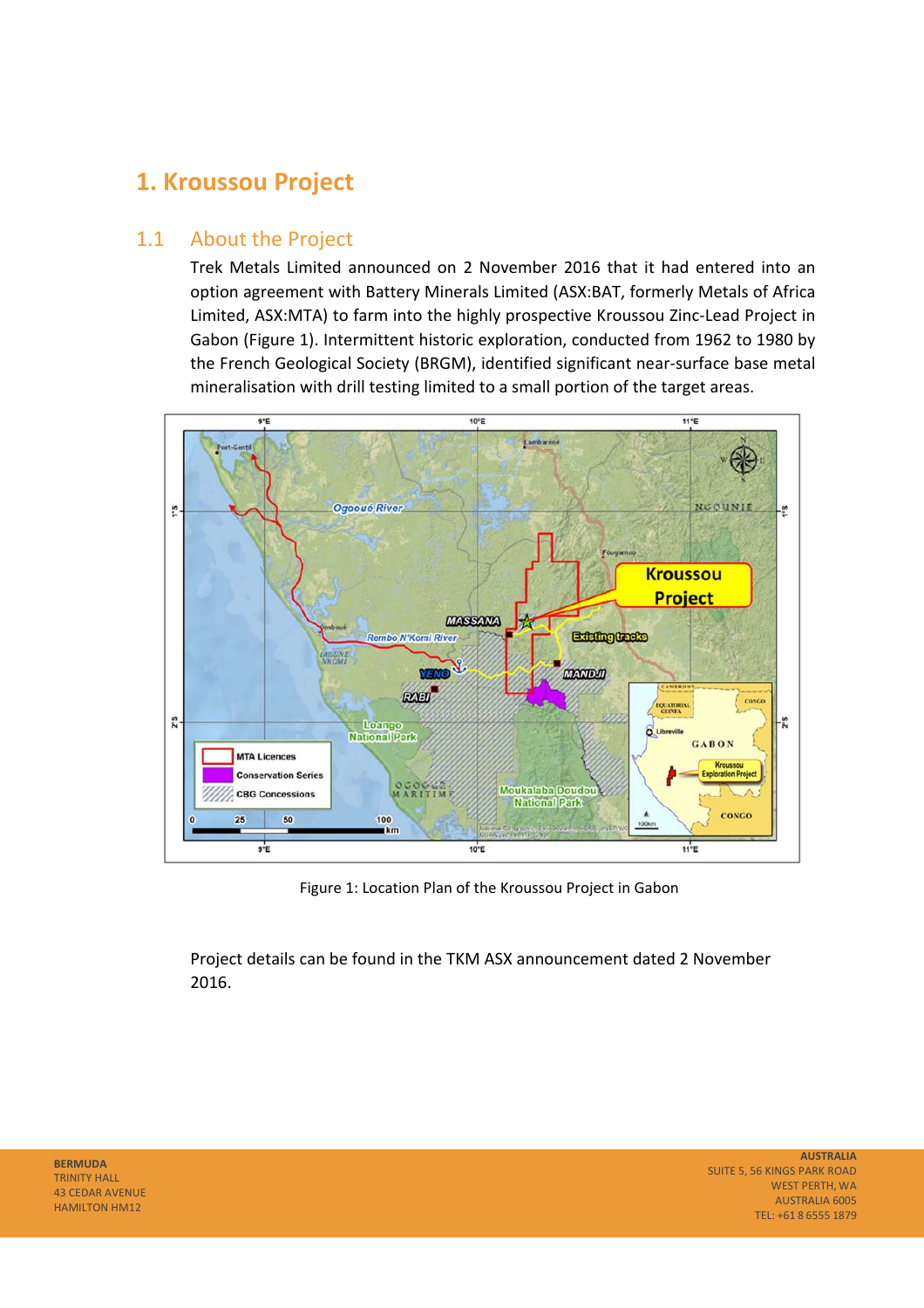# 1. Kroussou Project

## 1.1 About the Project

Trek Metals Limited announced on 2 November 2016 that it had entered into an option agreement with Battery Minerals Limited (ASX:BAT, formerly Metals of Africa Limited, ASX:MTA) to farm into the highly prospective Kroussou Zinc-Lead Project in Gabon (Figure 1). Intermittent historic exploration, conducted from 1962 to 1980 by the French Geological Society (BRGM), identified significant near-surface base metal mineralisation with drill testing limited to a small portion of the target areas.

Figure 1: Location Plan of the Kroussou Project in Gabon

Project details can be found in the TKM ASX announcement dated 2 November 2016.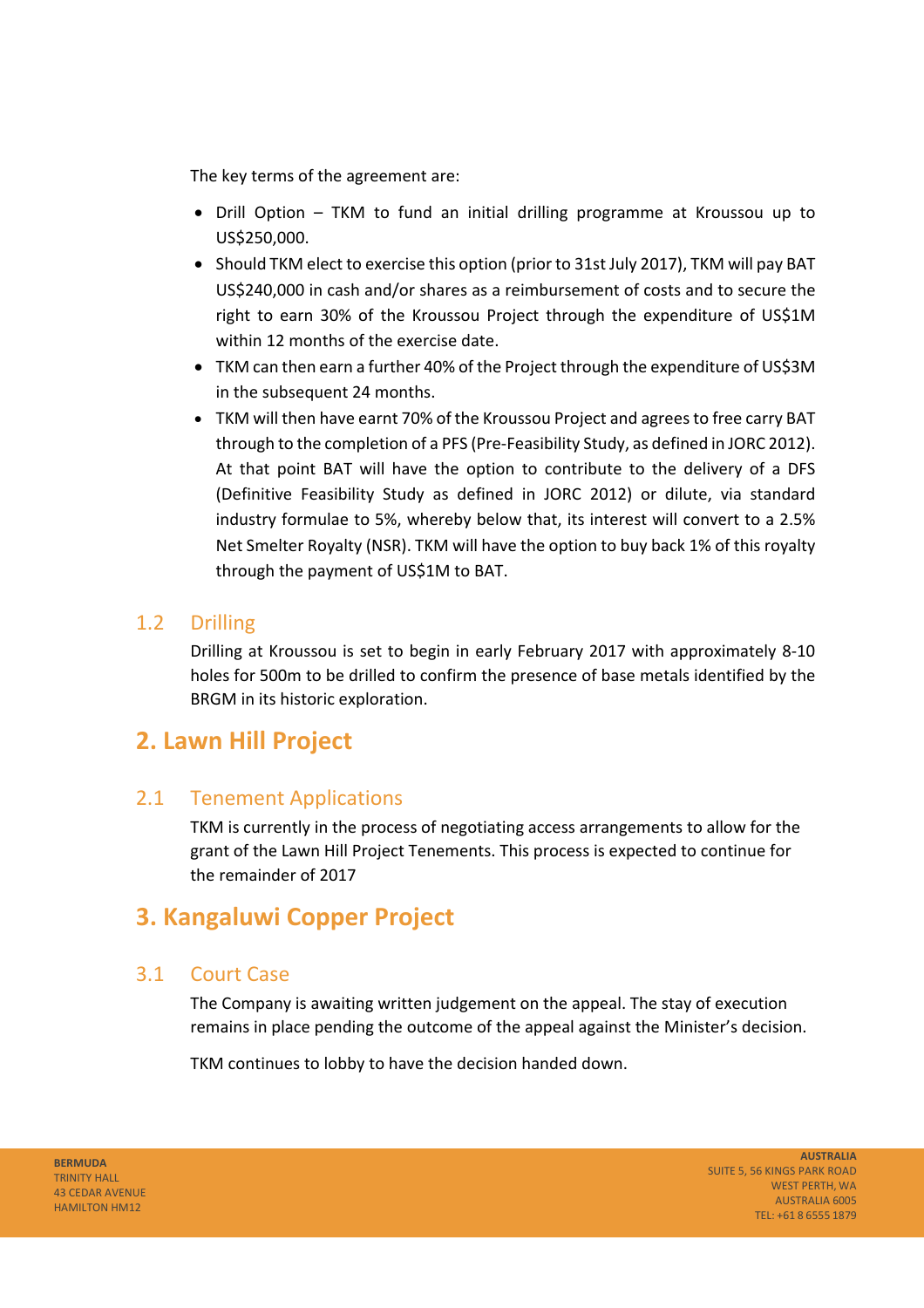The key terms of the agreement are:

- Drill Option – TKM to fund an initial drilling programme at Kroussou up to US$250,000.
- Should TKM elect to exercise this option (prior to 31st July 2017), TKM will pay BAT US$240,000 in cash and/or shares as a reimbursement of costs and to secure the right to earn 30% of the Kroussou Project through the expenditure of US$1M within 12 months of the exercise date.
- TKM can then earn a further 40% of the Project through the expenditure of US$3M in the subsequent 24 months.
- TKM will then have earnt 70% of the Kroussou Project and agrees to free carry BAT through to the completion of a PFS (Pre-Feasibility Study, as defined in JORC 2012). At that point BAT will have the option to contribute to the delivery of a DFS (Definitive Feasibility Study as defined in JORC 2012) or dilute, via standard industry formulae to 5%, whereby below that, its interest will convert to a 2.5% Net Smelter Royalty (NSR). TKM will have the option to buy back 1% of this royalty through the payment of US$1M to BAT.

### 1.2 Drilling

Drilling at Kroussou is set to begin in early February 2017 with approximately 8-10 holes for 500m to be drilled to confirm the presence of base metals identified by the BRGM in its historic exploration.

## 2. Lawn Hill Project

### 2.1 Tenement Applications

TKM is currently in the process of negotiating access arrangements to allow for the grant of the Lawn Hill Project Tenements. This process is expected to continue for the remainder of 2017

## 3. Kangaluwi Copper Project

### 3.1 Court Case

The Company is awaiting written judgement on the appeal. The stay of execution remains in place pending the outcome of the appeal against the Minister's decision.

TKM continues to lobby to have the decision handed down.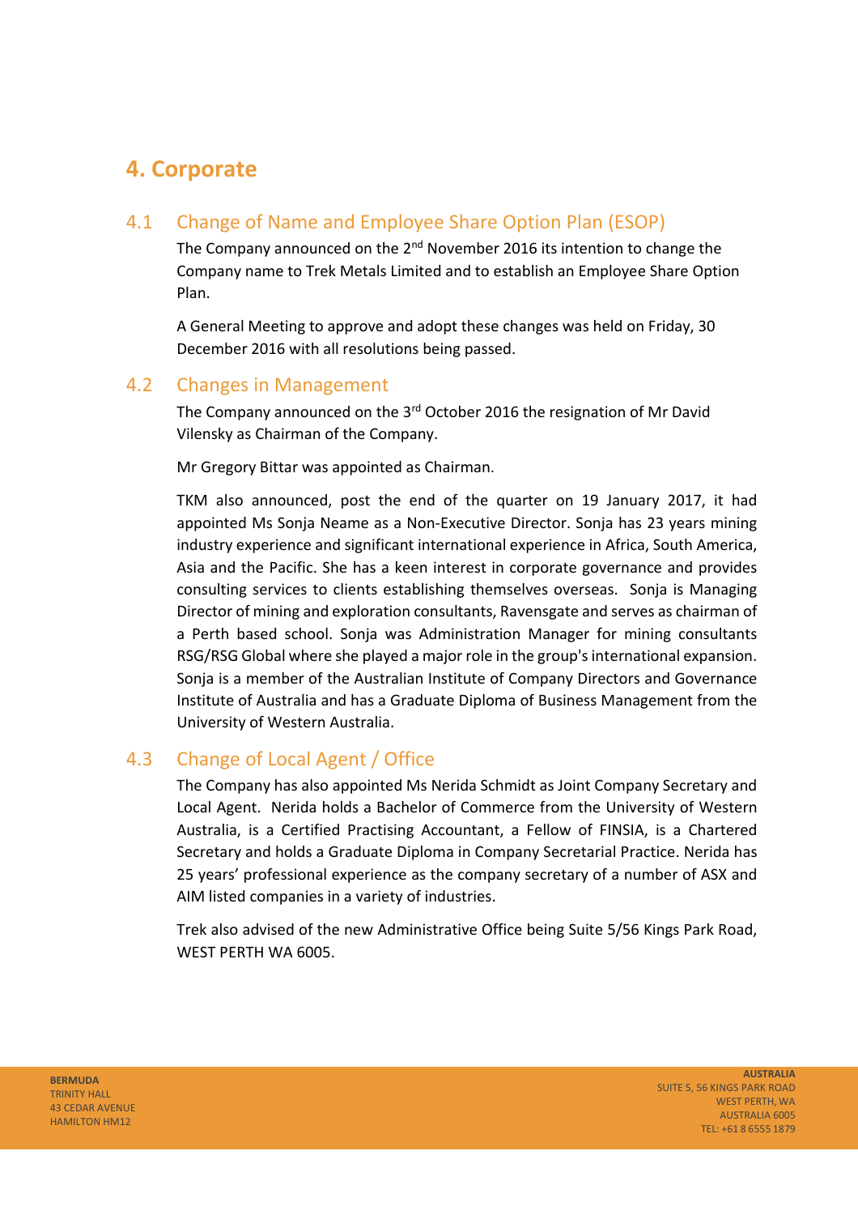# 4. Corporate

## 4.1 Change of Name and Employee Share Option Plan (ESOP)

The Company announced on the 2nd November 2016 its intention to change the Company name to Trek Metals Limited and to establish an Employee Share Option Plan.

A General Meeting to approve and adopt these changes was held on Friday, 30 December 2016 with all resolutions being passed.

## 4.2 Changes in Management

The Company announced on the 3rd October 2016 the resignation of Mr David Vilensky as Chairman of the Company.

Mr Gregory Bittar was appointed as Chairman.

TKM also announced, post the end of the quarter on 19 January 2017, it had appointed Ms Sonja Neame as a Non-Executive Director. Sonja has 23 years mining industry experience and significant international experience in Africa, South America, Asia and the Pacific. She has a keen interest in corporate governance and provides consulting services to clients establishing themselves overseas. Sonja is Managing Director of mining and exploration consultants, Ravensgate and serves as chairman of a Perth based school. Sonja was Administration Manager for mining consultants RSG/RSG Global where she played a major role in the group's international expansion. Sonja is a member of the Australian Institute of Company Directors and Governance Institute of Australia and has a Graduate Diploma of Business Management from the University of Western Australia.

## 4.3 Change of Local Agent / Office

The Company has also appointed Ms Nerida Schmidt as Joint Company Secretary and Local Agent. Nerida holds a Bachelor of Commerce from the University of Western Australia, is a Certified Practising Accountant, a Fellow of FINSIA, is a Chartered Secretary and holds a Graduate Diploma in Company Secretarial Practice. Nerida has 25 years' professional experience as the company secretary of a number of ASX and AIM listed companies in a variety of industries.

Trek also advised of the new Administrative Office being Suite 5/56 Kings Park Road, WEST PERTH WA 6005.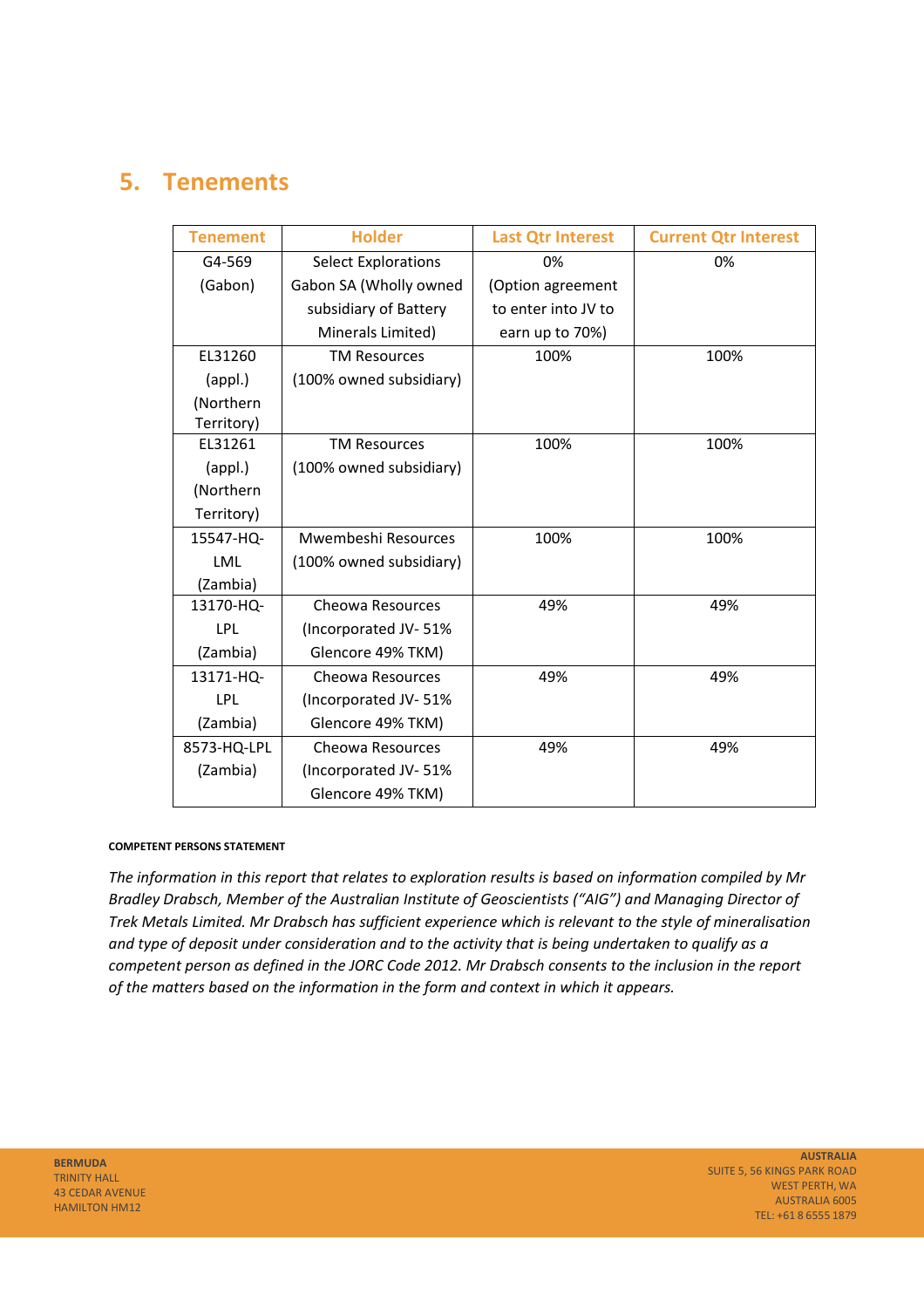## 5. Tenements

| Tenement | Holder | Last Qtr Interest | Current Qtr Interest |
|---|---|---|---|
| G4-569 (Gabon) | Select Explorations Gabon SA (Wholly owned subsidiary of Battery Minerals Limited) | 0% (Option agreement to enter into JV to earn up to 70%) | 0% |
| EL31260 (appl.) (Northern Territory) | TM Resources (100% owned subsidiary) | 100% | 100% |
| EL31261 (appl.) (Northern Territory) | TM Resources (100% owned subsidiary) | 100% | 100% |
| 15547-HQ-LML (Zambia) | Mwembeshi Resources (100% owned subsidiary) | 100% | 100% |
| 13170-HQ-LPL (Zambia) | Cheowa Resources (Incorporated JV- 51% Glencore 49% TKM) | 49% | 49% |
| 13171-HQ-LPL (Zambia) | Cheowa Resources (Incorporated JV- 51% Glencore 49% TKM) | 49% | 49% |
| 8573-HQ-LPL (Zambia) | Cheowa Resources (Incorporated JV- 51% Glencore 49% TKM) | 49% | 49% |

**COMPETENT PERSONS STATEMENT**

*The information in this report that relates to exploration results is based on information compiled by Mr Bradley Drabsch, Member of the Australian Institute of Geoscientists ("AIG") and Managing Director of Trek Metals Limited. Mr Drabsch has sufficient experience which is relevant to the style of mineralisation and type of deposit under consideration and to the activity that is being undertaken to qualify as a competent person as defined in the JORC Code 2012. Mr Drabsch consents to the inclusion in the report of the matters based on the information in the form and context in which it appears.*

**BERMUDA**
TRINITY HALL
43 CEDAR AVENUE
HAMILTON HM12

**AUSTRALIA**
SUITE 5, 56 KINGS PARK ROAD
WEST PERTH, WA
AUSTRALIA 6005
TEL: +61 8 6555 1879